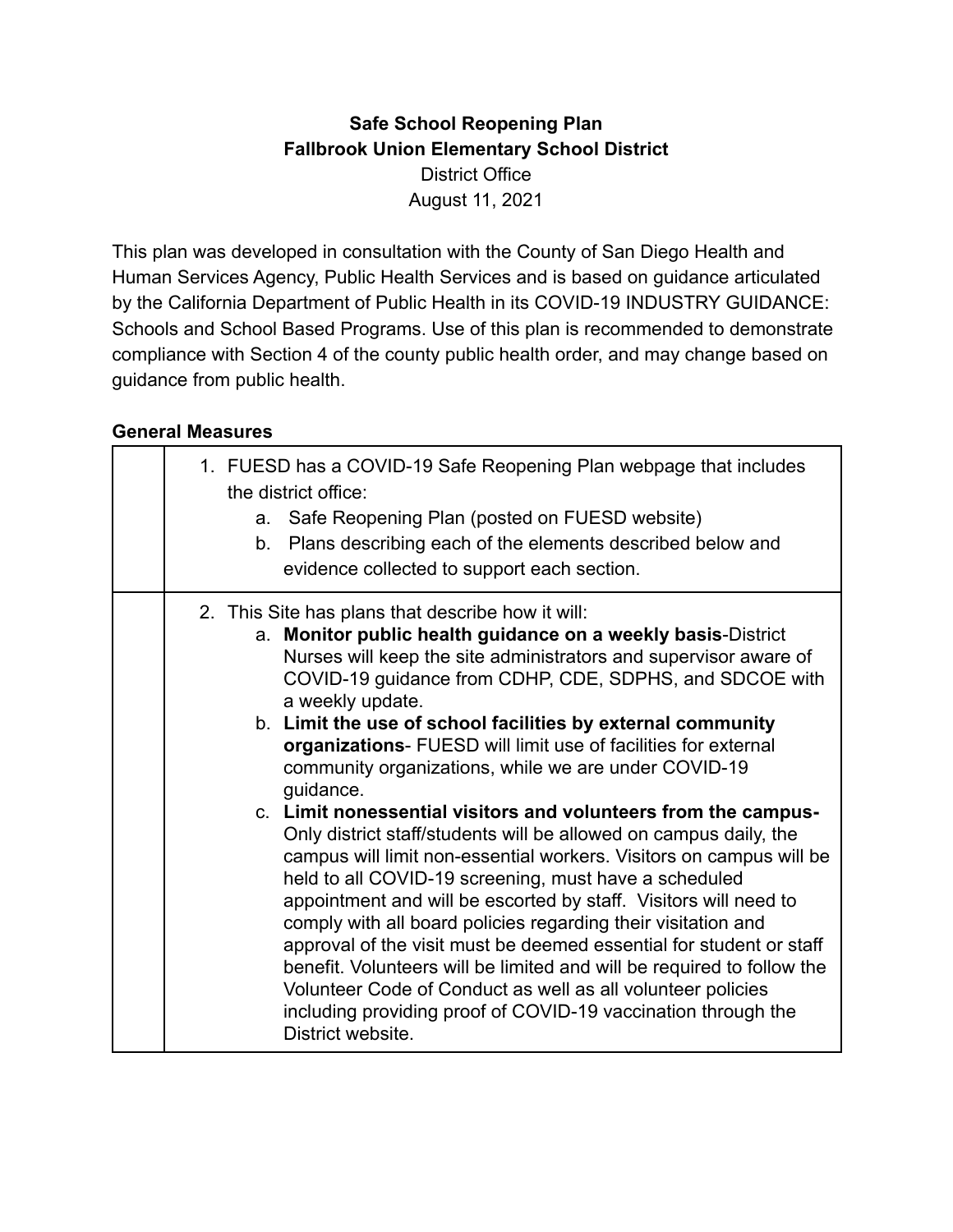**Safe School Reopening Plan**
**Fallbrook Union Elementary School District**
District Office
August 11, 2021

This plan was developed in consultation with the County of San Diego Health and Human Services Agency, Public Health Services and is based on guidance articulated by the California Department of Public Health in its COVID-19 INDUSTRY GUIDANCE: Schools and School Based Programs. Use of this plan is recommended to demonstrate compliance with Section 4 of the county public health order, and may change based on guidance from public health.

**General Measures**

| | |
|---|---|
| | 1. FUESD has a COVID-19 Safe Reopening Plan webpage that includes the district office:<br>a. Safe Reopening Plan (posted on FUESD website)<br>b. Plans describing each of the elements described below and evidence collected to support each section. |
| | 2. This Site has plans that describe how it will:<br>a. **Monitor public health guidance on a weekly basis**-District Nurses will keep the site administrators and supervisor aware of COVID-19 guidance from CDHP, CDE, SDPHS, and SDCOE with a weekly update.<br>b. **Limit the use of school facilities by external community organizations**- FUESD will limit use of facilities for external community organizations, while we are under COVID-19 guidance.<br>c. **Limit nonessential visitors and volunteers from the campus-** Only district staff/students will be allowed on campus daily, the campus will limit non-essential workers. Visitors on campus will be held to all COVID-19 screening, must have a scheduled appointment and will be escorted by staff. Visitors will need to comply with all board policies regarding their visitation and approval of the visit must be deemed essential for student or staff benefit. Volunteers will be limited and will be required to follow the Volunteer Code of Conduct as well as all volunteer policies including providing proof of COVID-19 vaccination through the District website. |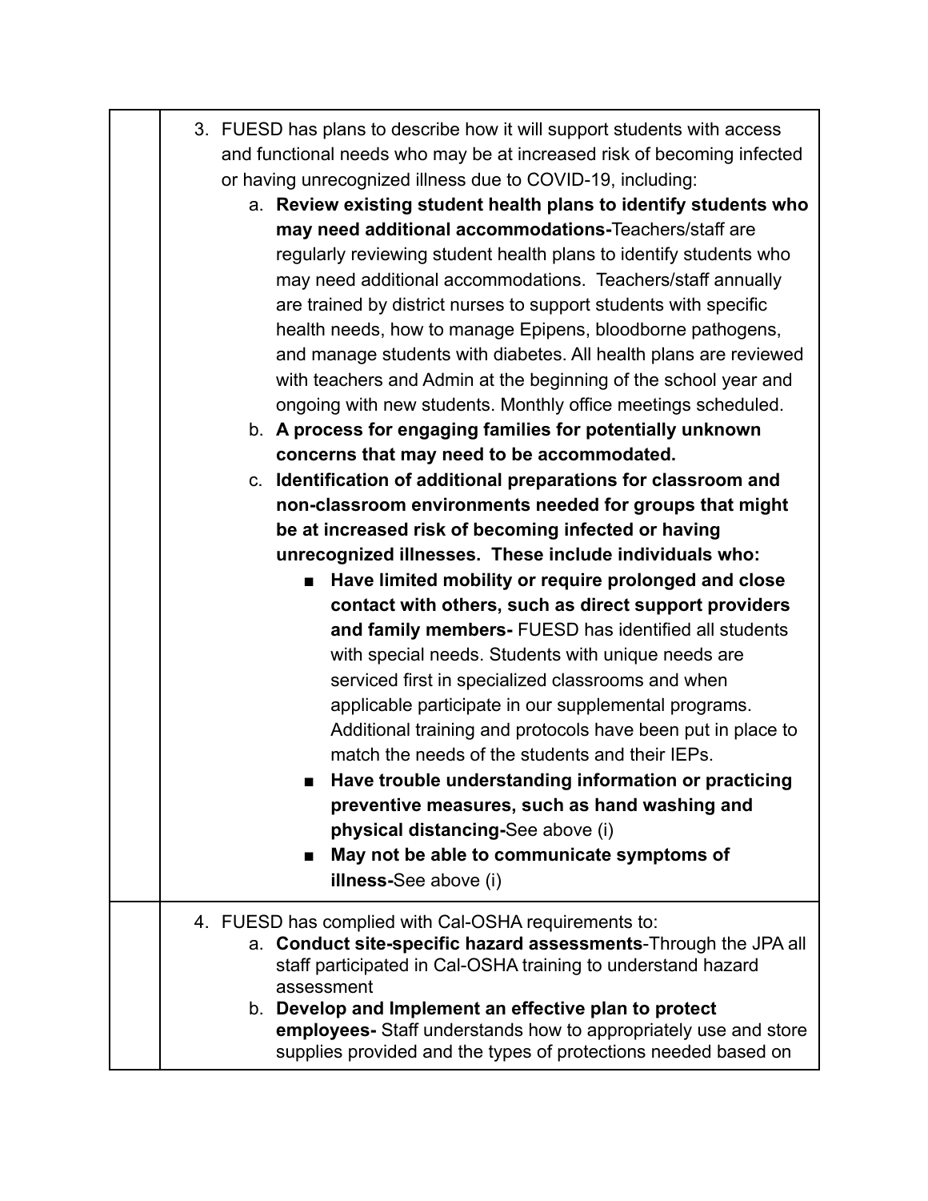| | |
|---|---|
| | 3. FUESD has plans to describe how it will support students with access and functional needs who may be at increased risk of becoming infected or having unrecognized illness due to COVID-19, including:<br>a. **Review existing student health plans to identify students who may need additional accommodations-**Teachers/staff are regularly reviewing student health plans to identify students who may need additional accommodations. Teachers/staff annually are trained by district nurses to support students with specific health needs, how to manage Epipens, bloodborne pathogens, and manage students with diabetes. All health plans are reviewed with teachers and Admin at the beginning of the school year and ongoing with new students. Monthly office meetings scheduled.<br>b. **A process for engaging families for potentially unknown concerns that may need to be accommodated.**<br>c. **Identification of additional preparations for classroom and non-classroom environments needed for groups that might be at increased risk of becoming infected or having unrecognized illnesses. These include individuals who:**<br>■ **Have limited mobility or require prolonged and close contact with others, such as direct support providers and family members-** FUESD has identified all students with special needs. Students with unique needs are serviced first in specialized classrooms and when applicable participate in our supplemental programs. Additional training and protocols have been put in place to match the needs of the students and their IEPs.<br>■ **Have trouble understanding information or practicing preventive measures, such as hand washing and physical distancing-**See above (i)<br>■ **May not be able to communicate symptoms of illness-**See above (i) |
| | 4. FUESD has complied with Cal-OSHA requirements to:<br>a. **Conduct site-specific hazard assessments**-Through the JPA all staff participated in Cal-OSHA training to understand hazard assessment<br>b. **Develop and Implement an effective plan to protect employees-** Staff understands how to appropriately use and store supplies provided and the types of protections needed based on |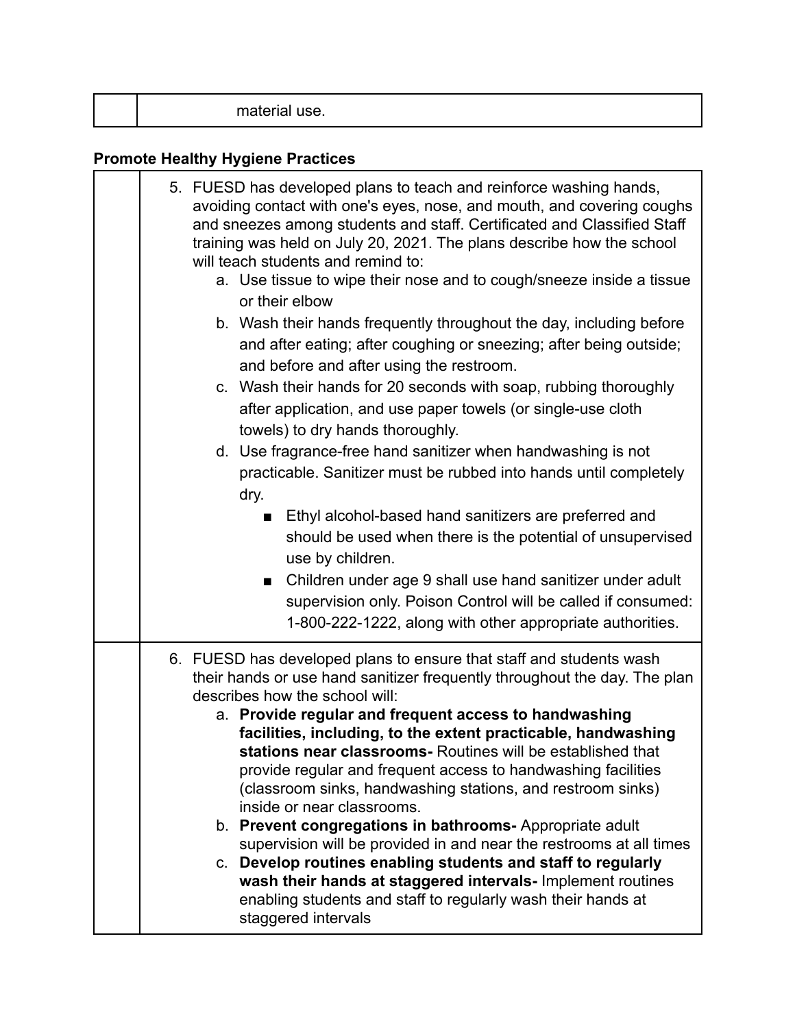| | material use. |
|---|---|

**Promote Healthy Hygiene Practices**

| | |
|---|---|
| | 5. FUESD has developed plans to teach and reinforce washing hands, avoiding contact with one's eyes, nose, and mouth, and covering coughs and sneezes among students and staff. Certificated and Classified Staff training was held on July 20, 2021. The plans describe how the school will teach students and remind to:<br>a. Use tissue to wipe their nose and to cough/sneeze inside a tissue or their elbow<br>b. Wash their hands frequently throughout the day, including before and after eating; after coughing or sneezing; after being outside; and before and after using the restroom.<br>c. Wash their hands for 20 seconds with soap, rubbing thoroughly after application, and use paper towels (or single-use cloth towels) to dry hands thoroughly.<br>d. Use fragrance-free hand sanitizer when handwashing is not practicable. Sanitizer must be rubbed into hands until completely dry.<br>■ Ethyl alcohol-based hand sanitizers are preferred and should be used when there is the potential of unsupervised use by children.<br>■ Children under age 9 shall use hand sanitizer under adult supervision only. Poison Control will be called if consumed: 1-800-222-1222, along with other appropriate authorities. |
| | 6. FUESD has developed plans to ensure that staff and students wash their hands or use hand sanitizer frequently throughout the day. The plan describes how the school will:<br>a. **Provide regular and frequent access to handwashing facilities, including, to the extent practicable, handwashing stations near classrooms-** Routines will be established that provide regular and frequent access to handwashing facilities (classroom sinks, handwashing stations, and restroom sinks) inside or near classrooms.<br>b. **Prevent congregations in bathrooms-** Appropriate adult supervision will be provided in and near the restrooms at all times<br>c. **Develop routines enabling students and staff to regularly wash their hands at staggered intervals-** Implement routines enabling students and staff to regularly wash their hands at staggered intervals |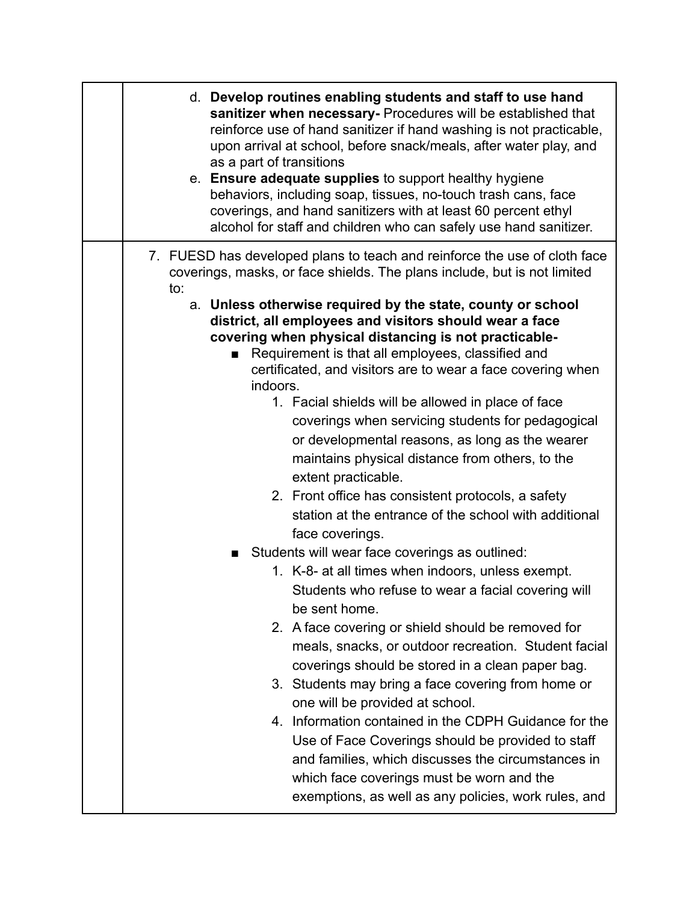| | |
|---|---|
| | d. **Develop routines enabling students and staff to use hand sanitizer when necessary-** Procedures will be established that reinforce use of hand sanitizer if hand washing is not practicable, upon arrival at school, before snack/meals, after water play, and as a part of transitions<br>e. **Ensure adequate supplies** to support healthy hygiene behaviors, including soap, tissues, no-touch trash cans, face coverings, and hand sanitizers with at least 60 percent ethyl alcohol for staff and children who can safely use hand sanitizer. |
| | 7. FUESD has developed plans to teach and reinforce the use of cloth face coverings, masks, or face shields. The plans include, but is not limited to:<br>a. **Unless otherwise required by the state, county or school district, all employees and visitors should wear a face covering when physical distancing is not practicable-**<br>■ Requirement is that all employees, classified and certificated, and visitors are to wear a face covering when indoors.<br>1. Facial shields will be allowed in place of face coverings when servicing students for pedagogical or developmental reasons, as long as the wearer maintains physical distance from others, to the extent practicable.<br>2. Front office has consistent protocols, a safety station at the entrance of the school with additional face coverings.<br>■ Students will wear face coverings as outlined:<br>1. K-8- at all times when indoors, unless exempt. Students who refuse to wear a facial covering will be sent home.<br>2. A face covering or shield should be removed for meals, snacks, or outdoor recreation. Student facial coverings should be stored in a clean paper bag.<br>3. Students may bring a face covering from home or one will be provided at school.<br>4. Information contained in the CDPH Guidance for the Use of Face Coverings should be provided to staff and families, which discusses the circumstances in which face coverings must be worn and the exemptions, as well as any policies, work rules, and |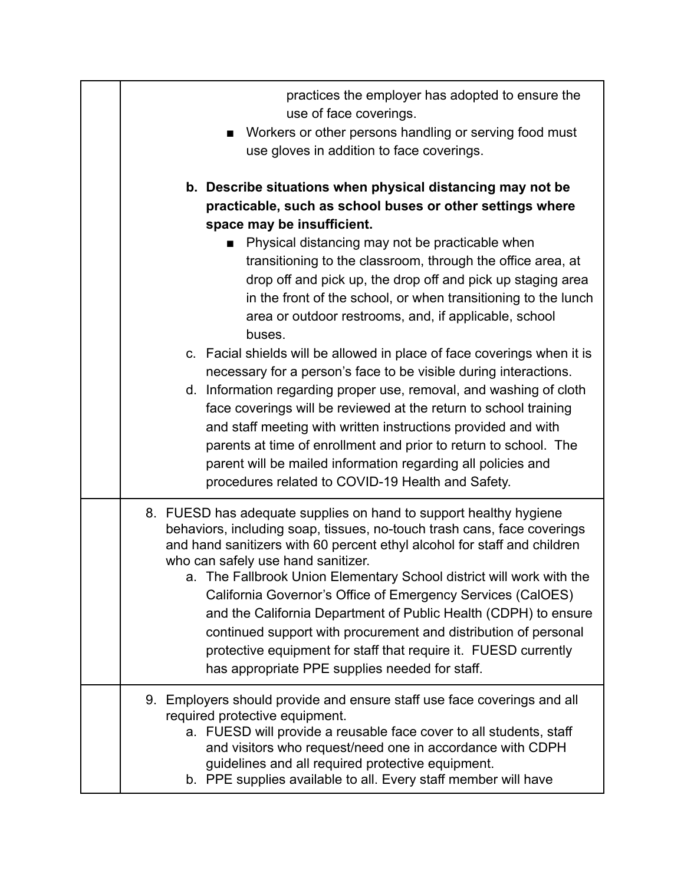| | |
|---|---|
| | practices the employer has adopted to ensure the use of face coverings.<br>■ Workers or other persons handling or serving food must use gloves in addition to face coverings.<br><br>**b. Describe situations when physical distancing may not be practicable, such as school buses or other settings where space may be insufficient.**<br>■ Physical distancing may not be practicable when transitioning to the classroom, through the office area, at drop off and pick up, the drop off and pick up staging area in the front of the school, or when transitioning to the lunch area or outdoor restrooms, and, if applicable, school buses.<br>c. Facial shields will be allowed in place of face coverings when it is necessary for a person's face to be visible during interactions.<br>d. Information regarding proper use, removal, and washing of cloth face coverings will be reviewed at the return to school training and staff meeting with written instructions provided and with parents at time of enrollment and prior to return to school. The parent will be mailed information regarding all policies and procedures related to COVID-19 Health and Safety. |
| | 8. FUESD has adequate supplies on hand to support healthy hygiene behaviors, including soap, tissues, no-touch trash cans, face coverings and hand sanitizers with 60 percent ethyl alcohol for staff and children who can safely use hand sanitizer.<br>a. The Fallbrook Union Elementary School district will work with the California Governor's Office of Emergency Services (CalOES) and the California Department of Public Health (CDPH) to ensure continued support with procurement and distribution of personal protective equipment for staff that require it. FUESD currently has appropriate PPE supplies needed for staff. |
| | 9. Employers should provide and ensure staff use face coverings and all required protective equipment.<br>a. FUESD will provide a reusable face cover to all students, staff and visitors who request/need one in accordance with CDPH guidelines and all required protective equipment.<br>b. PPE supplies available to all. Every staff member will have |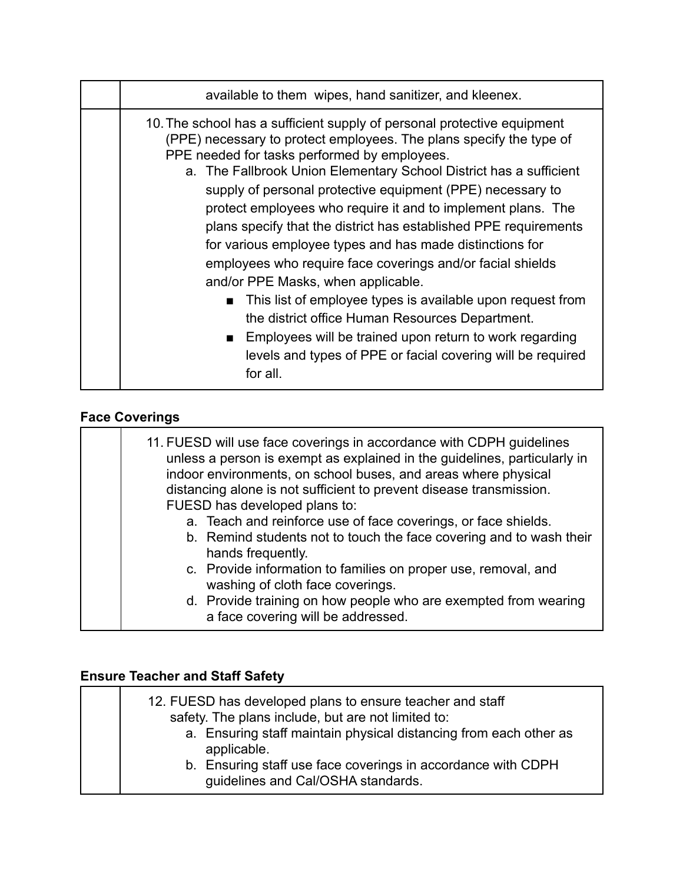| | |
|---|---|
| | available to them wipes, hand sanitizer, and kleenex. |
| | 10. The school has a sufficient supply of personal protective equipment (PPE) necessary to protect employees. The plans specify the type of PPE needed for tasks performed by employees.<br>a. The Fallbrook Union Elementary School District has a sufficient supply of personal protective equipment (PPE) necessary to protect employees who require it and to implement plans. The plans specify that the district has established PPE requirements for various employee types and has made distinctions for employees who require face coverings and/or facial shields and/or PPE Masks, when applicable.<br>■ This list of employee types is available upon request from the district office Human Resources Department.<br>■ Employees will be trained upon return to work regarding levels and types of PPE or facial covering will be required for all. |

**Face Coverings**

| | |
|---|---|
| | 11. FUESD will use face coverings in accordance with CDPH guidelines unless a person is exempt as explained in the guidelines, particularly in indoor environments, on school buses, and areas where physical distancing alone is not sufficient to prevent disease transmission. FUESD has developed plans to:<br>a. Teach and reinforce use of face coverings, or face shields.<br>b. Remind students not to touch the face covering and to wash their hands frequently.<br>c. Provide information to families on proper use, removal, and washing of cloth face coverings.<br>d. Provide training on how people who are exempted from wearing a face covering will be addressed. |

**Ensure Teacher and Staff Safety**

| | |
|---|---|
| | 12. FUESD has developed plans to ensure teacher and staff safety. The plans include, but are not limited to:<br>a. Ensuring staff maintain physical distancing from each other as applicable.<br>b. Ensuring staff use face coverings in accordance with CDPH guidelines and Cal/OSHA standards. |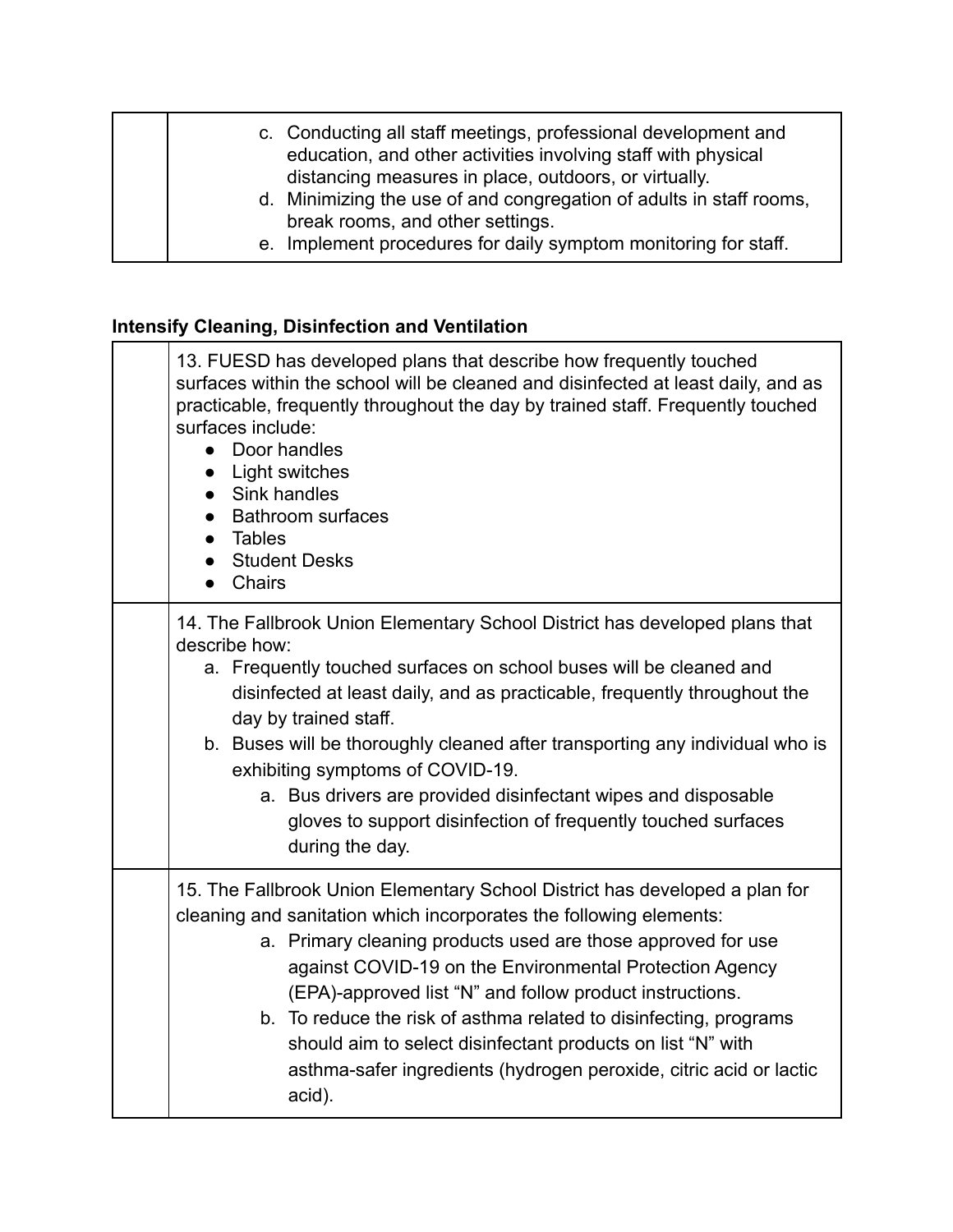| | |
|---|---|
| | c. Conducting all staff meetings, professional development and education, and other activities involving staff with physical distancing measures in place, outdoors, or virtually.<br>d. Minimizing the use of and congregation of adults in staff rooms, break rooms, and other settings.<br>e. Implement procedures for daily symptom monitoring for staff. |

**Intensify Cleaning, Disinfection and Ventilation**

| | |
|---|---|
| | 13. FUESD has developed plans that describe how frequently touched surfaces within the school will be cleaned and disinfected at least daily, and as practicable, frequently throughout the day by trained staff. Frequently touched surfaces include:<br>● Door handles<br>● Light switches<br>● Sink handles<br>● Bathroom surfaces<br>● Tables<br>● Student Desks<br>● Chairs |
| | 14. The Fallbrook Union Elementary School District has developed plans that describe how:<br>a. Frequently touched surfaces on school buses will be cleaned and disinfected at least daily, and as practicable, frequently throughout the day by trained staff.<br>b. Buses will be thoroughly cleaned after transporting any individual who is exhibiting symptoms of COVID-19.<br>a. Bus drivers are provided disinfectant wipes and disposable gloves to support disinfection of frequently touched surfaces during the day. |
| | 15. The Fallbrook Union Elementary School District has developed a plan for cleaning and sanitation which incorporates the following elements:<br>a. Primary cleaning products used are those approved for use against COVID-19 on the Environmental Protection Agency (EPA)-approved list "N" and follow product instructions.<br>b. To reduce the risk of asthma related to disinfecting, programs should aim to select disinfectant products on list "N" with asthma-safer ingredients (hydrogen peroxide, citric acid or lactic acid). |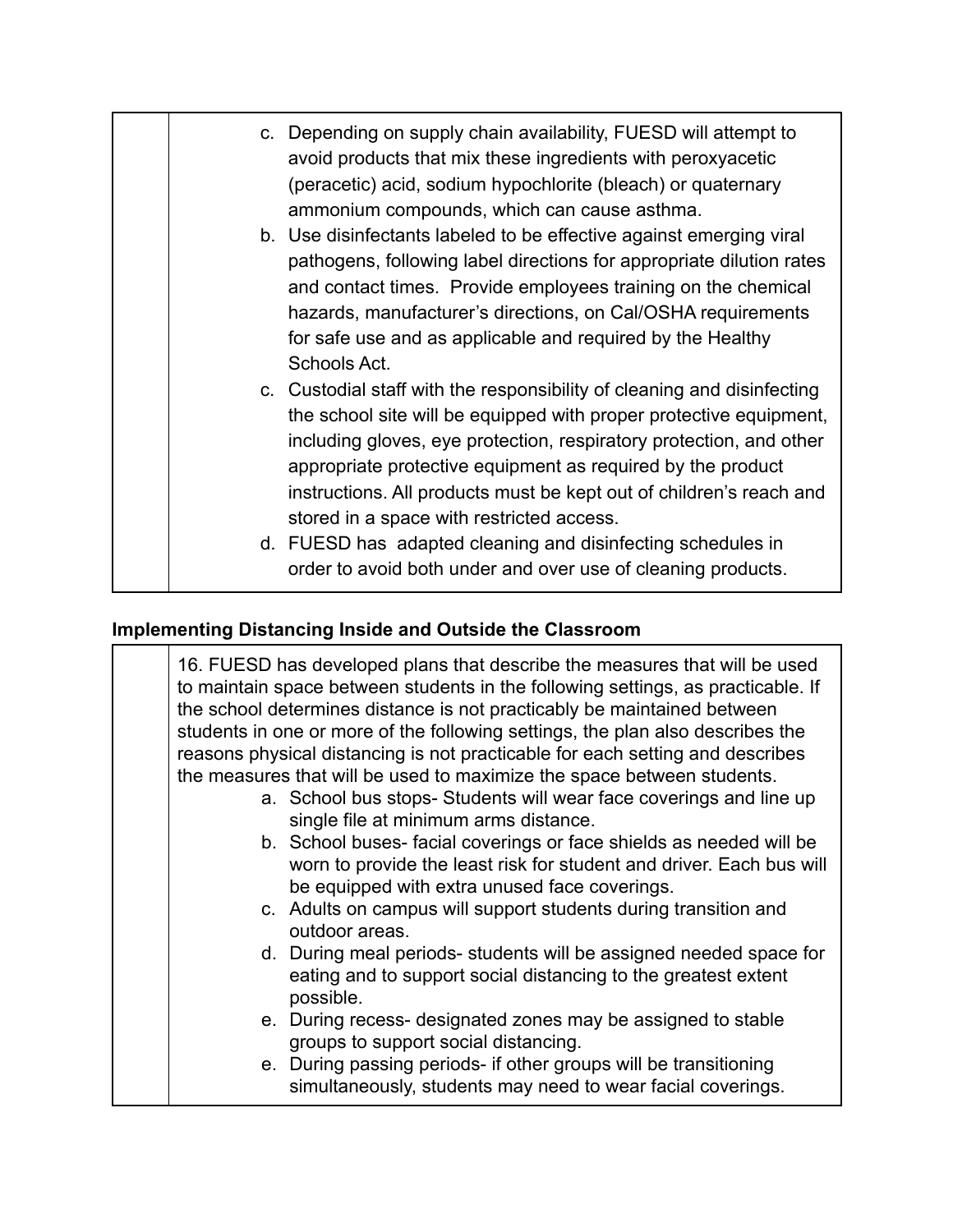|  | c. Depending on supply chain availability, FUESD will attempt to avoid products that mix these ingredients with peroxyacetic (peracetic) acid, sodium hypochlorite (bleach) or quaternary ammonium compounds, which can cause asthma.<br>b. Use disinfectants labeled to be effective against emerging viral pathogens, following label directions for appropriate dilution rates and contact times. Provide employees training on the chemical hazards, manufacturer's directions, on Cal/OSHA requirements for safe use and as applicable and required by the Healthy Schools Act.<br>c. Custodial staff with the responsibility of cleaning and disinfecting the school site will be equipped with proper protective equipment, including gloves, eye protection, respiratory protection, and other appropriate protective equipment as required by the product instructions. All products must be kept out of children's reach and stored in a space with restricted access.<br>d. FUESD has adapted cleaning and disinfecting schedules in order to avoid both under and over use of cleaning products. |
|---|---|

**Implementing Distancing Inside and Outside the Classroom**

|  | 16. FUESD has developed plans that describe the measures that will be used to maintain space between students in the following settings, as practicable. If the school determines distance is not practicably be maintained between students in one or more of the following settings, the plan also describes the reasons physical distancing is not practicable for each setting and describes the measures that will be used to maximize the space between students.<br>a. School bus stops- Students will wear face coverings and line up single file at minimum arms distance.<br>b. School buses- facial coverings or face shields as needed will be worn to provide the least risk for student and driver. Each bus will be equipped with extra unused face coverings.<br>c. Adults on campus will support students during transition and outdoor areas.<br>d. During meal periods- students will be assigned needed space for eating and to support social distancing to the greatest extent possible.<br>e. During recess- designated zones may be assigned to stable groups to support social distancing.<br>e. During passing periods- if other groups will be transitioning simultaneously, students may need to wear facial coverings. |
|---|---|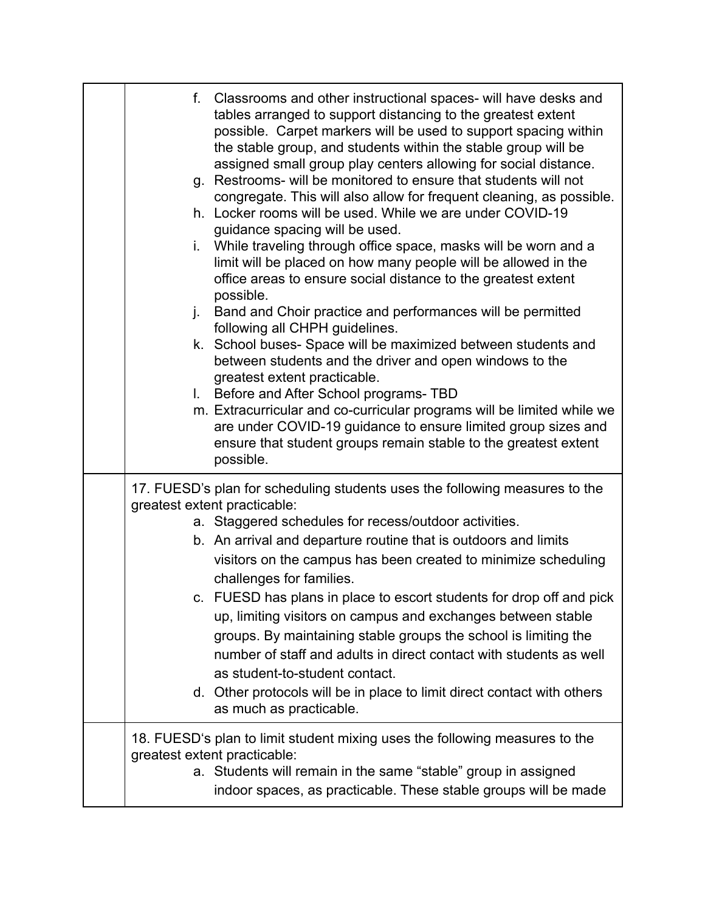| | |
|---|---|
| | f. Classrooms and other instructional spaces- will have desks and tables arranged to support distancing to the greatest extent possible. Carpet markers will be used to support spacing within the stable group, and students within the stable group will be assigned small group play centers allowing for social distance.<br>g. Restrooms- will be monitored to ensure that students will not congregate. This will also allow for frequent cleaning, as possible.<br>h. Locker rooms will be used. While we are under COVID-19 guidance spacing will be used.<br>i. While traveling through office space, masks will be worn and a limit will be placed on how many people will be allowed in the office areas to ensure social distance to the greatest extent possible.<br>j. Band and Choir practice and performances will be permitted following all CHPH guidelines.<br>k. School buses- Space will be maximized between students and between students and the driver and open windows to the greatest extent practicable.<br>l. Before and After School programs- TBD<br>m. Extracurricular and co-curricular programs will be limited while we are under COVID-19 guidance to ensure limited group sizes and ensure that student groups remain stable to the greatest extent possible. |
| | 17. FUESD's plan for scheduling students uses the following measures to the greatest extent practicable:<br>a. Staggered schedules for recess/outdoor activities.<br>b. An arrival and departure routine that is outdoors and limits visitors on the campus has been created to minimize scheduling challenges for families.<br>c. FUESD has plans in place to escort students for drop off and pick up, limiting visitors on campus and exchanges between stable groups. By maintaining stable groups the school is limiting the number of staff and adults in direct contact with students as well as student-to-student contact.<br>d. Other protocols will be in place to limit direct contact with others as much as practicable. |
| | 18. FUESD's plan to limit student mixing uses the following measures to the greatest extent practicable:<br>a. Students will remain in the same "stable" group in assigned indoor spaces, as practicable. These stable groups will be made |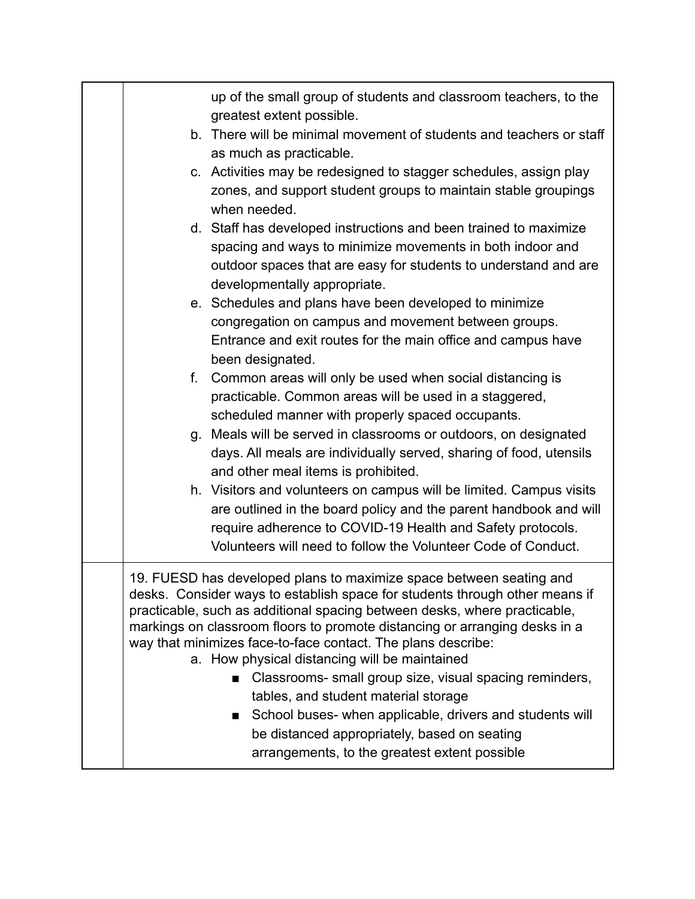| | |
|---|---|
| | up of the small group of students and classroom teachers, to the greatest extent possible.<br>b. There will be minimal movement of students and teachers or staff as much as practicable.<br>c. Activities may be redesigned to stagger schedules, assign play zones, and support student groups to maintain stable groupings when needed.<br>d. Staff has developed instructions and been trained to maximize spacing and ways to minimize movements in both indoor and outdoor spaces that are easy for students to understand and are developmentally appropriate.<br>e. Schedules and plans have been developed to minimize congregation on campus and movement between groups. Entrance and exit routes for the main office and campus have been designated.<br>f. Common areas will only be used when social distancing is practicable. Common areas will be used in a staggered, scheduled manner with properly spaced occupants.<br>g. Meals will be served in classrooms or outdoors, on designated days. All meals are individually served, sharing of food, utensils and other meal items is prohibited.<br>h. Visitors and volunteers on campus will be limited. Campus visits are outlined in the board policy and the parent handbook and will require adherence to COVID-19 Health and Safety protocols. Volunteers will need to follow the Volunteer Code of Conduct. |
| | 19. FUESD has developed plans to maximize space between seating and desks. Consider ways to establish space for students through other means if practicable, such as additional spacing between desks, where practicable, markings on classroom floors to promote distancing or arranging desks in a way that minimizes face-to-face contact. The plans describe:<br>a. How physical distancing will be maintained<br>■ Classrooms- small group size, visual spacing reminders, tables, and student material storage<br>■ School buses- when applicable, drivers and students will be distanced appropriately, based on seating arrangements, to the greatest extent possible |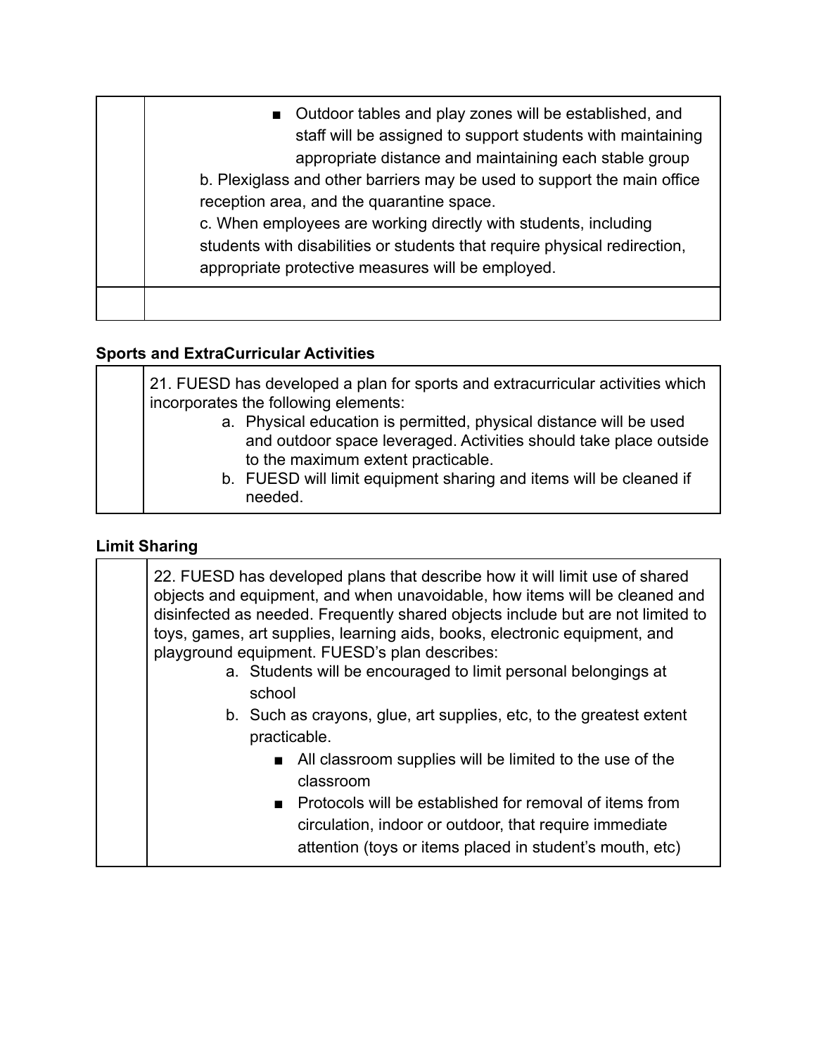| | |
|---|---|
| | ■ Outdoor tables and play zones will be established, and staff will be assigned to support students with maintaining appropriate distance and maintaining each stable group<br>b. Plexiglass and other barriers may be used to support the main office reception area, and the quarantine space.<br>c. When employees are working directly with students, including students with disabilities or students that require physical redirection, appropriate protective measures will be employed. |
| | |

**Sports and ExtraCurricular Activities**

| | |
|---|---|
| | 21. FUESD has developed a plan for sports and extracurricular activities which incorporates the following elements:<br>a. Physical education is permitted, physical distance will be used and outdoor space leveraged. Activities should take place outside to the maximum extent practicable.<br>b. FUESD will limit equipment sharing and items will be cleaned if needed. |

**Limit Sharing**

| | |
|---|---|
| | 22. FUESD has developed plans that describe how it will limit use of shared objects and equipment, and when unavoidable, how items will be cleaned and disinfected as needed. Frequently shared objects include but are not limited to toys, games, art supplies, learning aids, books, electronic equipment, and playground equipment. FUESD's plan describes:<br>a. Students will be encouraged to limit personal belongings at school<br>b. Such as crayons, glue, art supplies, etc, to the greatest extent practicable.<br>■ All classroom supplies will be limited to the use of the classroom<br>■ Protocols will be established for removal of items from circulation, indoor or outdoor, that require immediate attention (toys or items placed in student's mouth, etc) |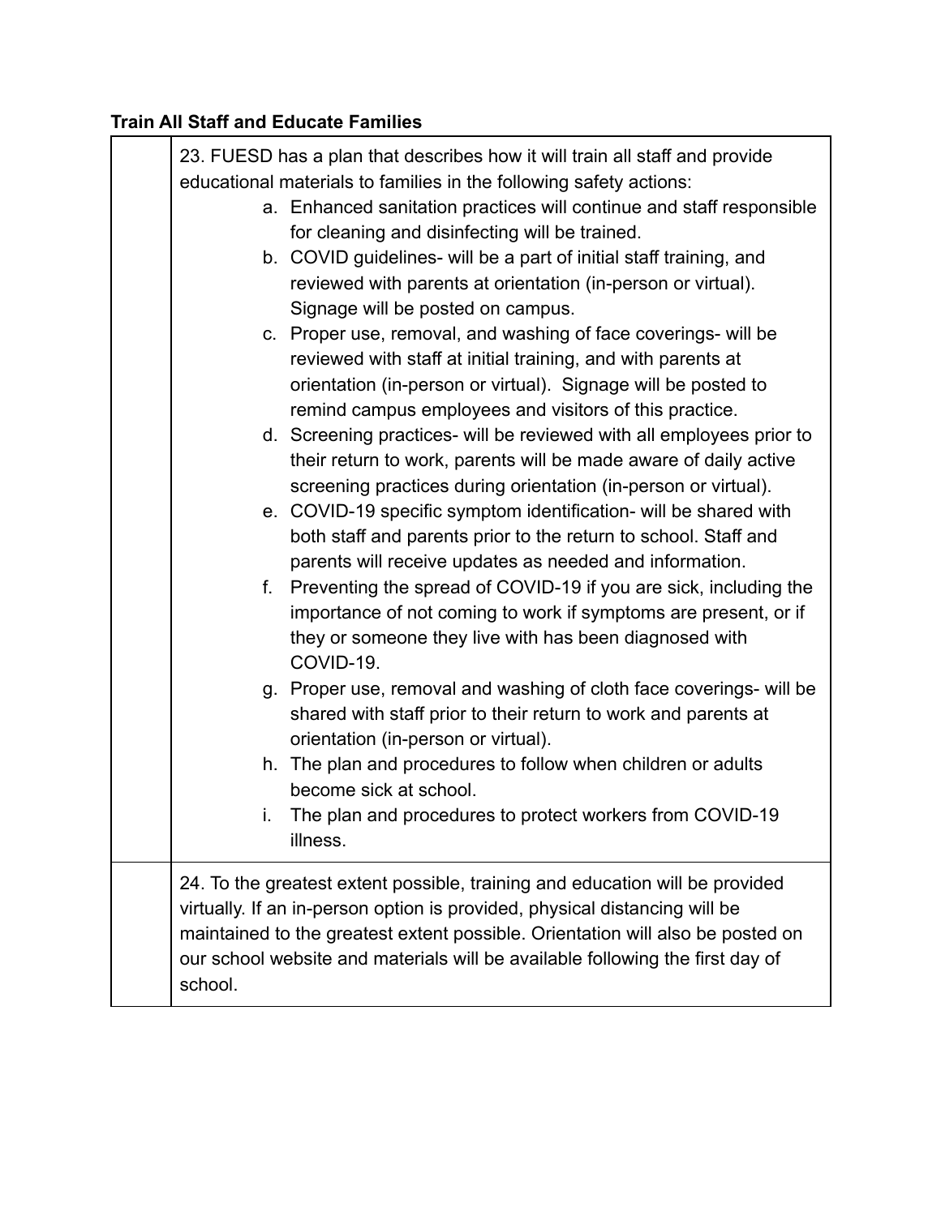**Train All Staff and Educate Families**

| | |
|---|---|
| | 23. FUESD has a plan that describes how it will train all staff and provide educational materials to families in the following safety actions:<br>a. Enhanced sanitation practices will continue and staff responsible for cleaning and disinfecting will be trained.<br>b. COVID guidelines- will be a part of initial staff training, and reviewed with parents at orientation (in-person or virtual). Signage will be posted on campus.<br>c. Proper use, removal, and washing of face coverings- will be reviewed with staff at initial training, and with parents at orientation (in-person or virtual). Signage will be posted to remind campus employees and visitors of this practice.<br>d. Screening practices- will be reviewed with all employees prior to their return to work, parents will be made aware of daily active screening practices during orientation (in-person or virtual).<br>e. COVID-19 specific symptom identification- will be shared with both staff and parents prior to the return to school. Staff and parents will receive updates as needed and information.<br>f. Preventing the spread of COVID-19 if you are sick, including the importance of not coming to work if symptoms are present, or if they or someone they live with has been diagnosed with COVID-19.<br>g. Proper use, removal and washing of cloth face coverings- will be shared with staff prior to their return to work and parents at orientation (in-person or virtual).<br>h. The plan and procedures to follow when children or adults become sick at school.<br>i. The plan and procedures to protect workers from COVID-19 illness. |
| | 24. To the greatest extent possible, training and education will be provided virtually. If an in-person option is provided, physical distancing will be maintained to the greatest extent possible. Orientation will also be posted on our school website and materials will be available following the first day of school. |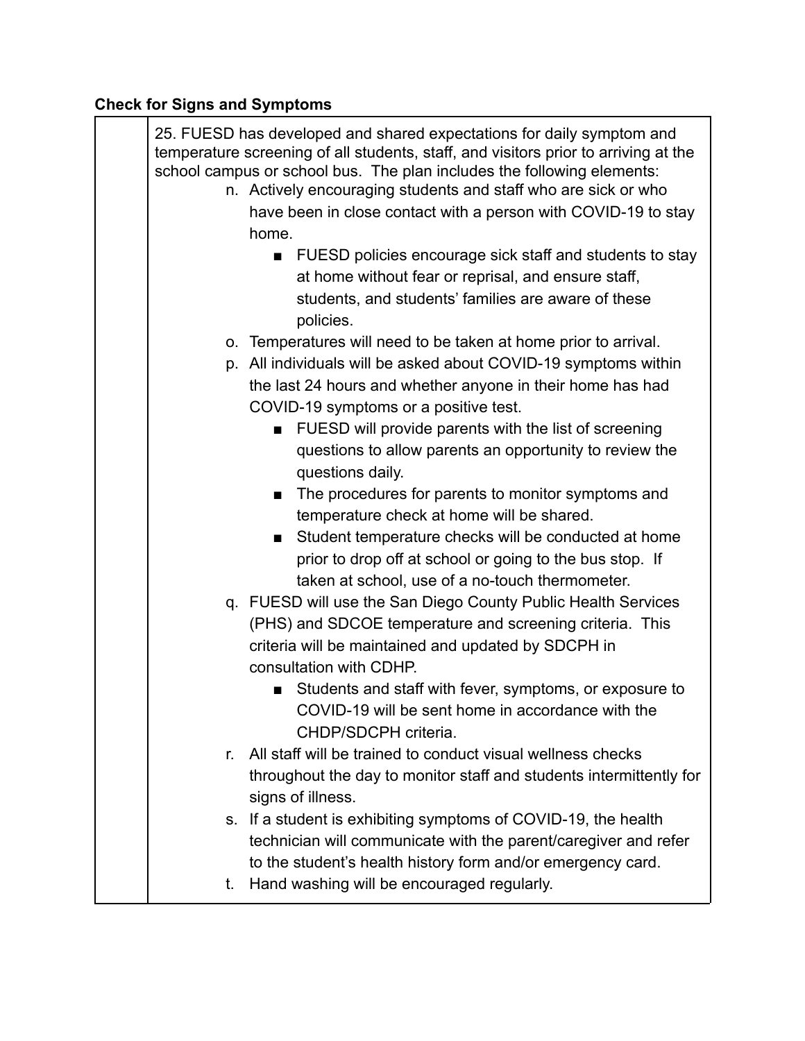**Check for Signs and Symptoms**

| | 25. FUESD has developed and shared expectations for daily symptom and temperature screening of all students, staff, and visitors prior to arriving at the school campus or school bus. The plan includes the following elements:<br>n. Actively encouraging students and staff who are sick or who have been in close contact with a person with COVID-19 to stay home.<br>■ FUESD policies encourage sick staff and students to stay at home without fear or reprisal, and ensure staff, students, and students' families are aware of these policies.<br>o. Temperatures will need to be taken at home prior to arrival.<br>p. All individuals will be asked about COVID-19 symptoms within the last 24 hours and whether anyone in their home has had COVID-19 symptoms or a positive test.<br>■ FUESD will provide parents with the list of screening questions to allow parents an opportunity to review the questions daily.<br>■ The procedures for parents to monitor symptoms and temperature check at home will be shared.<br>■ Student temperature checks will be conducted at home prior to drop off at school or going to the bus stop. If taken at school, use of a no-touch thermometer.<br>q. FUESD will use the San Diego County Public Health Services (PHS) and SDCOE temperature and screening criteria. This criteria will be maintained and updated by SDCPH in consultation with CDHP.<br>■ Students and staff with fever, symptoms, or exposure to COVID-19 will be sent home in accordance with the CHDP/SDCPH criteria.<br>r. All staff will be trained to conduct visual wellness checks throughout the day to monitor staff and students intermittently for signs of illness.<br>s. If a student is exhibiting symptoms of COVID-19, the health technician will communicate with the parent/caregiver and refer to the student's health history form and/or emergency card.<br>t. Hand washing will be encouraged regularly. |
|---|---|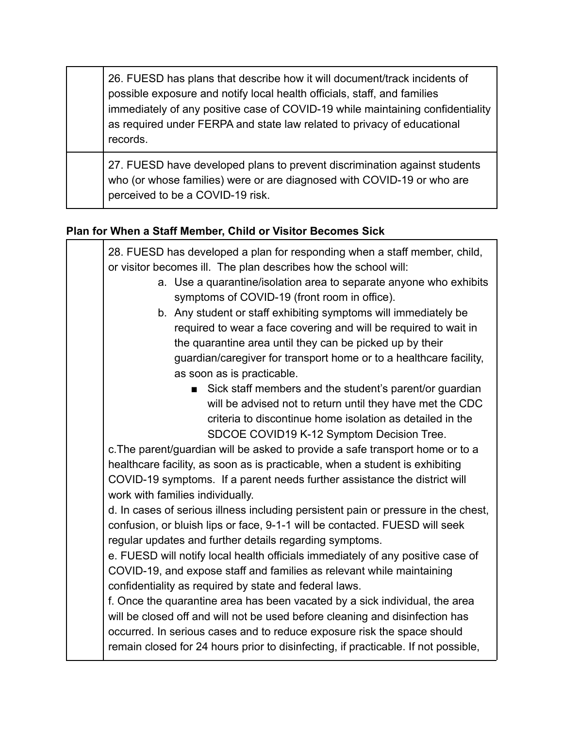| | |
|---|---|
| | 26. FUESD has plans that describe how it will document/track incidents of possible exposure and notify local health officials, staff, and families immediately of any positive case of COVID-19 while maintaining confidentiality as required under FERPA and state law related to privacy of educational records. |
| | 27. FUESD have developed plans to prevent discrimination against students who (or whose families) were or are diagnosed with COVID-19 or who are perceived to be a COVID-19 risk. |

**Plan for When a Staff Member, Child or Visitor Becomes Sick**

| | |
|---|---|
| | 28. FUESD has developed a plan for responding when a staff member, child, or visitor becomes ill. The plan describes how the school will:<br>a. Use a quarantine/isolation area to separate anyone who exhibits symptoms of COVID-19 (front room in office).<br>b. Any student or staff exhibiting symptoms will immediately be required to wear a face covering and will be required to wait in the quarantine area until they can be picked up by their guardian/caregiver for transport home or to a healthcare facility, as soon as is practicable.<br>■ Sick staff members and the student's parent/or guardian will be advised not to return until they have met the CDC criteria to discontinue home isolation as detailed in the SDCOE COVID19 K-12 Symptom Decision Tree.<br>c.The parent/guardian will be asked to provide a safe transport home or to a healthcare facility, as soon as is practicable, when a student is exhibiting COVID-19 symptoms. If a parent needs further assistance the district will work with families individually.<br>d. In cases of serious illness including persistent pain or pressure in the chest, confusion, or bluish lips or face, 9-1-1 will be contacted. FUESD will seek regular updates and further details regarding symptoms.<br>e. FUESD will notify local health officials immediately of any positive case of COVID-19, and expose staff and families as relevant while maintaining confidentiality as required by state and federal laws.<br>f. Once the quarantine area has been vacated by a sick individual, the area will be closed off and will not be used before cleaning and disinfection has occurred. In serious cases and to reduce exposure risk the space should remain closed for 24 hours prior to disinfecting, if practicable. If not possible, |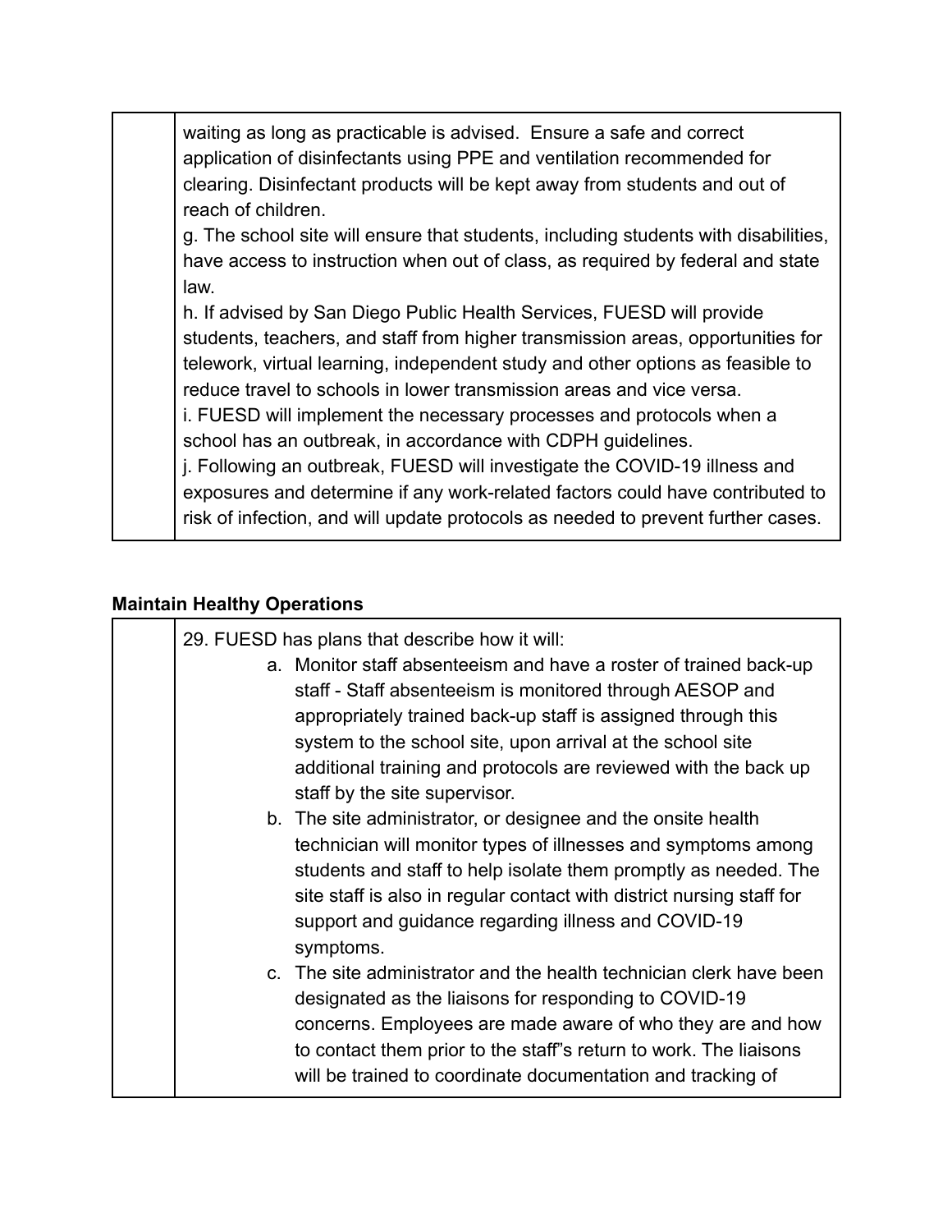| | waiting as long as practicable is advised. Ensure a safe and correct application of disinfectants using PPE and ventilation recommended for clearing. Disinfectant products will be kept away from students and out of reach of children.<br>g. The school site will ensure that students, including students with disabilities, have access to instruction when out of class, as required by federal and state law.<br>h. If advised by San Diego Public Health Services, FUESD will provide students, teachers, and staff from higher transmission areas, opportunities for telework, virtual learning, independent study and other options as feasible to reduce travel to schools in lower transmission areas and vice versa.<br>i. FUESD will implement the necessary processes and protocols when a school has an outbreak, in accordance with CDPH guidelines.<br>j. Following an outbreak, FUESD will investigate the COVID-19 illness and exposures and determine if any work-related factors could have contributed to risk of infection, and will update protocols as needed to prevent further cases. |
|---|---|

**Maintain Healthy Operations**

| | 29. FUESD has plans that describe how it will:<br>a. Monitor staff absenteeism and have a roster of trained back-up staff - Staff absenteeism is monitored through AESOP and appropriately trained back-up staff is assigned through this system to the school site, upon arrival at the school site additional training and protocols are reviewed with the back up staff by the site supervisor.<br>b. The site administrator, or designee and the onsite health technician will monitor types of illnesses and symptoms among students and staff to help isolate them promptly as needed. The site staff is also in regular contact with district nursing staff for support and guidance regarding illness and COVID-19 symptoms.<br>c. The site administrator and the health technician clerk have been designated as the liaisons for responding to COVID-19 concerns. Employees are made aware of who they are and how to contact them prior to the staff"s return to work. The liaisons will be trained to coordinate documentation and tracking of |
|---|---|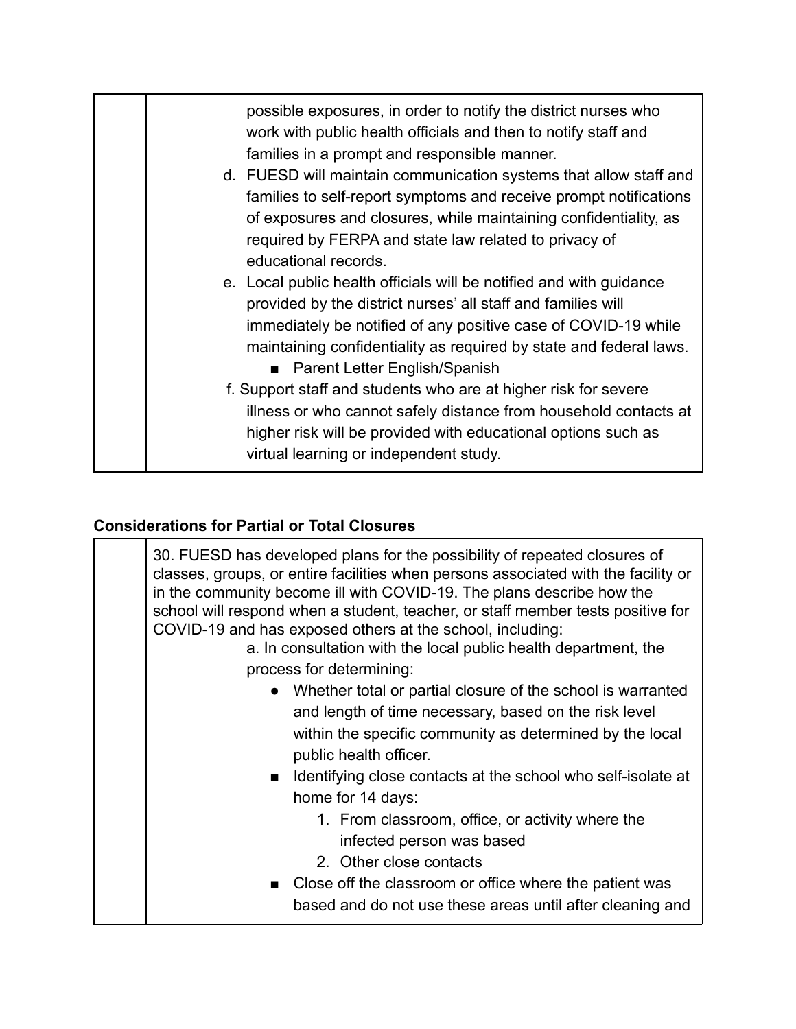| | possible exposures, in order to notify the district nurses who work with public health officials and then to notify staff and families in a prompt and responsible manner.<br>d. FUESD will maintain communication systems that allow staff and families to self-report symptoms and receive prompt notifications of exposures and closures, while maintaining confidentiality, as required by FERPA and state law related to privacy of educational records.<br>e. Local public health officials will be notified and with guidance provided by the district nurses' all staff and families will immediately be notified of any positive case of COVID-19 while maintaining confidentiality as required by state and federal laws.<br>■ Parent Letter English/Spanish<br>f. Support staff and students who are at higher risk for severe illness or who cannot safely distance from household contacts at higher risk will be provided with educational options such as virtual learning or independent study. |
|---|---|

**Considerations for Partial or Total Closures**

| | 30. FUESD has developed plans for the possibility of repeated closures of classes, groups, or entire facilities when persons associated with the facility or in the community become ill with COVID-19. The plans describe how the school will respond when a student, teacher, or staff member tests positive for COVID-19 and has exposed others at the school, including:<br>a. In consultation with the local public health department, the process for determining:<br>● Whether total or partial closure of the school is warranted and length of time necessary, based on the risk level within the specific community as determined by the local public health officer.<br>■ Identifying close contacts at the school who self-isolate at home for 14 days:<br>1. From classroom, office, or activity where the infected person was based<br>2. Other close contacts<br>■ Close off the classroom or office where the patient was based and do not use these areas until after cleaning and |
|---|---|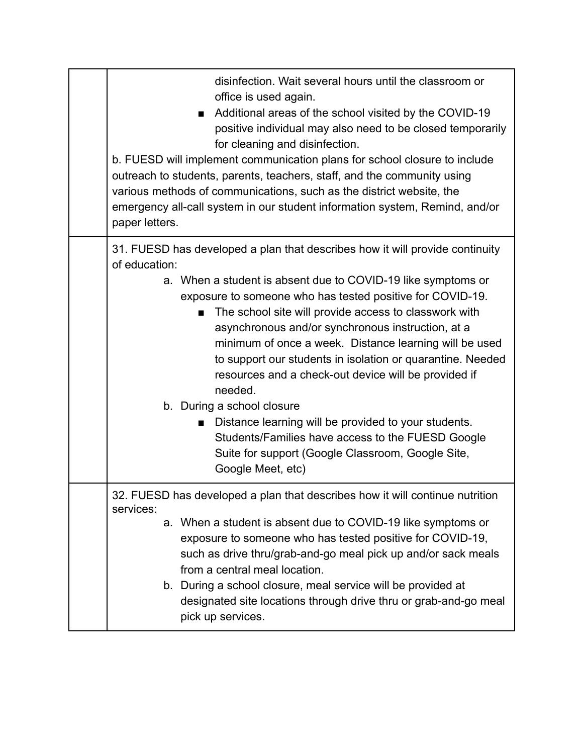| | |
|---|---|
| | disinfection. Wait several hours until the classroom or office is used again.<br>■ Additional areas of the school visited by the COVID-19 positive individual may also need to be closed temporarily for cleaning and disinfection.<br>b. FUESD will implement communication plans for school closure to include outreach to students, parents, teachers, staff, and the community using various methods of communications, such as the district website, the emergency all-call system in our student information system, Remind, and/or paper letters. |
| | 31. FUESD has developed a plan that describes how it will provide continuity of education:<br>a. When a student is absent due to COVID-19 like symptoms or exposure to someone who has tested positive for COVID-19.<br>■ The school site will provide access to classwork with asynchronous and/or synchronous instruction, at a minimum of once a week. Distance learning will be used to support our students in isolation or quarantine. Needed resources and a check-out device will be provided if needed.<br>b. During a school closure<br>■ Distance learning will be provided to your students. Students/Families have access to the FUESD Google Suite for support (Google Classroom, Google Site, Google Meet, etc) |
| | 32. FUESD has developed a plan that describes how it will continue nutrition services:<br>a. When a student is absent due to COVID-19 like symptoms or exposure to someone who has tested positive for COVID-19, such as drive thru/grab-and-go meal pick up and/or sack meals from a central meal location.<br>b. During a school closure, meal service will be provided at designated site locations through drive thru or grab-and-go meal pick up services. |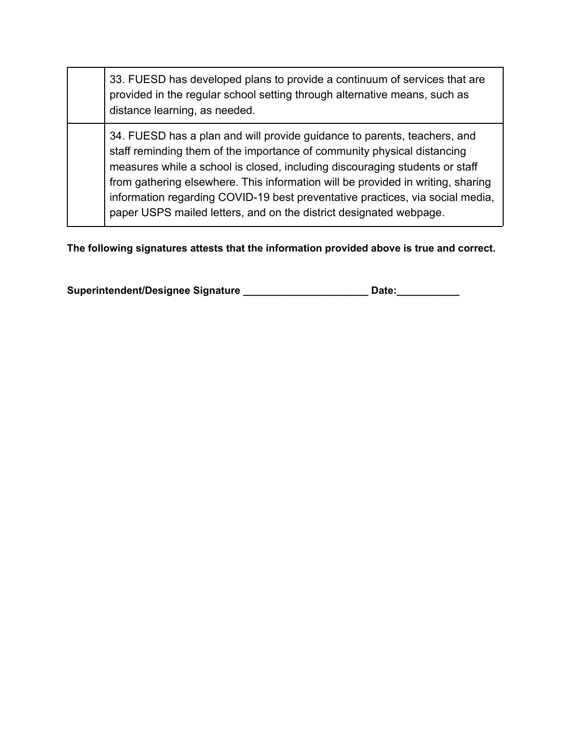| | |
|---|---|
| | 33. FUESD has developed plans to provide a continuum of services that are provided in the regular school setting through alternative means, such as distance learning, as needed. |
| | 34. FUESD has a plan and will provide guidance to parents, teachers, and staff reminding them of the importance of community physical distancing measures while a school is closed, including discouraging students or staff from gathering elsewhere. This information will be provided in writing, sharing information regarding COVID-19 best preventative practices, via social media, paper USPS mailed letters, and on the district designated webpage. |

**The following signatures attests that the information provided above is true and correct.**

**Superintendent/Designee Signature ______________________ Date:___________**